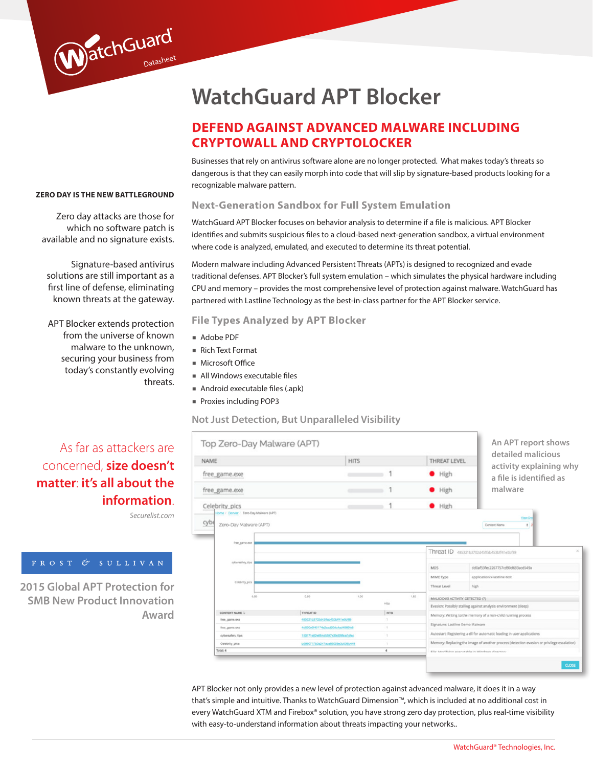WatchGuard Datasheet

# WatchGuard APT Blocker

## DEFEND AGAINST ADVANCED MALWARE INCLUDING CRYPTOWALL AND CRYPTOLOCKER

Businesses that rely on antivirus software alone are no longer protected. What makes today's threats so dangerous is that they can easily morph into code that will slip by signature-based products looking for a recognizable malware pattern.

**ZERO DAY IS THE NEW BATTLEGROUND**

Zero day attacks are those for which no software patch is available and no signature exists.

Signature-based antivirus solutions are still important as a first line of defense, eliminating known threats at the gateway.

APT Blocker extends protection from the universe of known malware to the unknown, securing your business from today's constantly evolving threats.

### Next-Generation Sandbox for Full System Emulation

WatchGuard APT Blocker focuses on behavior analysis to determine if a file is malicious. APT Blocker identifies and submits suspicious files to a cloud-based next-generation sandbox, a virtual environment where code is analyzed, emulated, and executed to determine its threat potential.

Modern malware including Advanced Persistent Threats (APTs) is designed to recognized and evade traditional defenses. APT Blocker's full system emulation – which simulates the physical hardware including CPU and memory – provides the most comprehensive level of protection against malware. WatchGuard has partnered with Lastline Technology as the best-in-class partner for the APT Blocker service.

### File Types Analyzed by APT Blocker

- Adobe PDF
- Rich Text Format
- Microsoft Office
- All Windows executable files
- Android executable files (.apk)
- Proxies including POP3

### Not Just Detection, But Unparalleled Visibility

An APT report shows detailed malicious activity explaining why a file is identified as malware

As far as attackers are concerned, **size doesn't matter**: **it's all about the information**.

*Securelist.com*

FROST & SULLIVAN

2015 Global APT Protection for SMB New Product Innovation Award

APT Blocker not only provides a new level of protection against advanced malware, it does it in a way that's simple and intuitive. Thanks to WatchGuard Dimension™, which is included at no additional cost in every WatchGuard XTM and Firebox® solution, you have strong zero day protection, plus real-time visibility with easy-to-understand information about threats impacting your networks..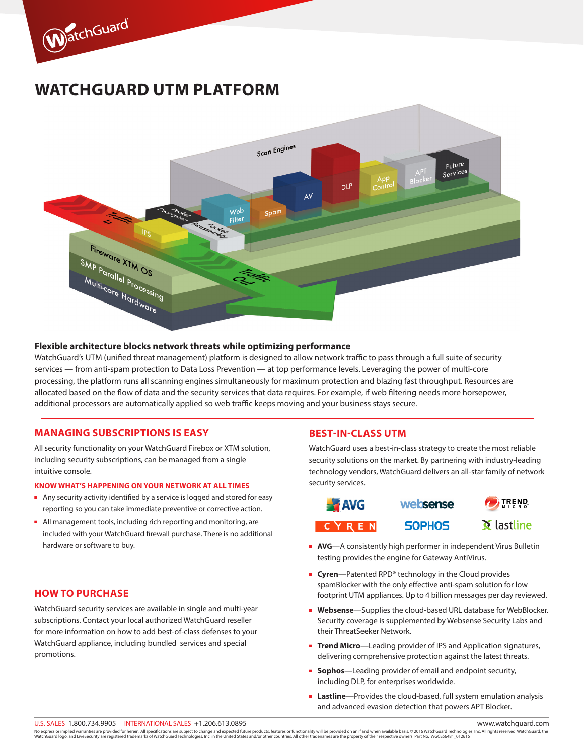# WATCHGUARD UTM PLATFORM

Scan Engines

Traffic In

IPS

Packet Decryption

Web Filter

Packet Reassembly

Spam

AV

DLP

App Control

APT Blocker

Future Services

Traffic Out

Fireware XTM OS

SMP Parallel Processing

Multi-core Hardware

**Flexible architecture blocks network threats while optimizing performance**

WatchGuard's UTM (unified threat management) platform is designed to allow network traffic to pass through a full suite of security services — from anti-spam protection to Data Loss Prevention — at top performance levels. Leveraging the power of multi-core processing, the platform runs all scanning engines simultaneously for maximum protection and blazing fast throughput. Resources are allocated based on the flow of data and the security services that data requires. For example, if web filtering needs more horsepower, additional processors are automatically applied so web traffic keeps moving and your business stays secure.

## MANAGING SUBSCRIPTIONS IS EASY

All security functionality on your WatchGuard Firebox or XTM solution, including security subscriptions, can be managed from a single intuitive console.

### KNOW WHAT'S HAPPENING ON YOUR NETWORK AT ALL TIMES

- Any security activity identified by a service is logged and stored for easy reporting so you can take immediate preventive or corrective action.
- All management tools, including rich reporting and monitoring, are included with your WatchGuard firewall purchase. There is no additional hardware or software to buy.

## HOW TO PURCHASE

WatchGuard security services are available in single and multi-year subscriptions. Contact your local authorized WatchGuard reseller for more information on how to add best-of-class defenses to your WatchGuard appliance, including bundled services and special promotions.

## BEST-IN-CLASS UTM

WatchGuard uses a best-in-class strategy to create the most reliable security solutions on the market. By partnering with industry-leading technology vendors, WatchGuard delivers an all-star family of network security services.

AVG websense TREND MICRO CYREN SOPHOS lastline

- **AVG**—A consistently high performer in independent Virus Bulletin testing provides the engine for Gateway AntiVirus.
- **Cyren**—Patented RPD® technology in the Cloud provides spamBlocker with the only effective anti-spam solution for low footprint UTM appliances. Up to 4 billion messages per day reviewed.
- **Websense**—Supplies the cloud-based URL database for WebBlocker. Security coverage is supplemented by Websense Security Labs and their ThreatSeeker Network.
- **Trend Micro**—Leading provider of IPS and Application signatures, delivering comprehensive protection against the latest threats.
- **Sophos**—Leading provider of email and endpoint security, including DLP, for enterprises worldwide.
- **Lastline**—Provides the cloud-based, full system emulation analysis and advanced evasion detection that powers APT Blocker.

U.S. SALES 1.800.734.9905 INTERNATIONAL SALES +1.206.613.0895 www.watchguard.com

No express or implied warranties are provided for herein. All specifications are subject to change and expected future products, features or functionality will be provided on an if and when available basis. © 2016 WatchGuard Technologies, Inc. All rights reserved. WatchGuard, the WatchGuard logo, and LiveSecurity are registered trademarks of WatchGuard Technologies, Inc. in the United States and/or other countries. All other tradenames are the property of their respective owners. Part No. WGCE66481_012616